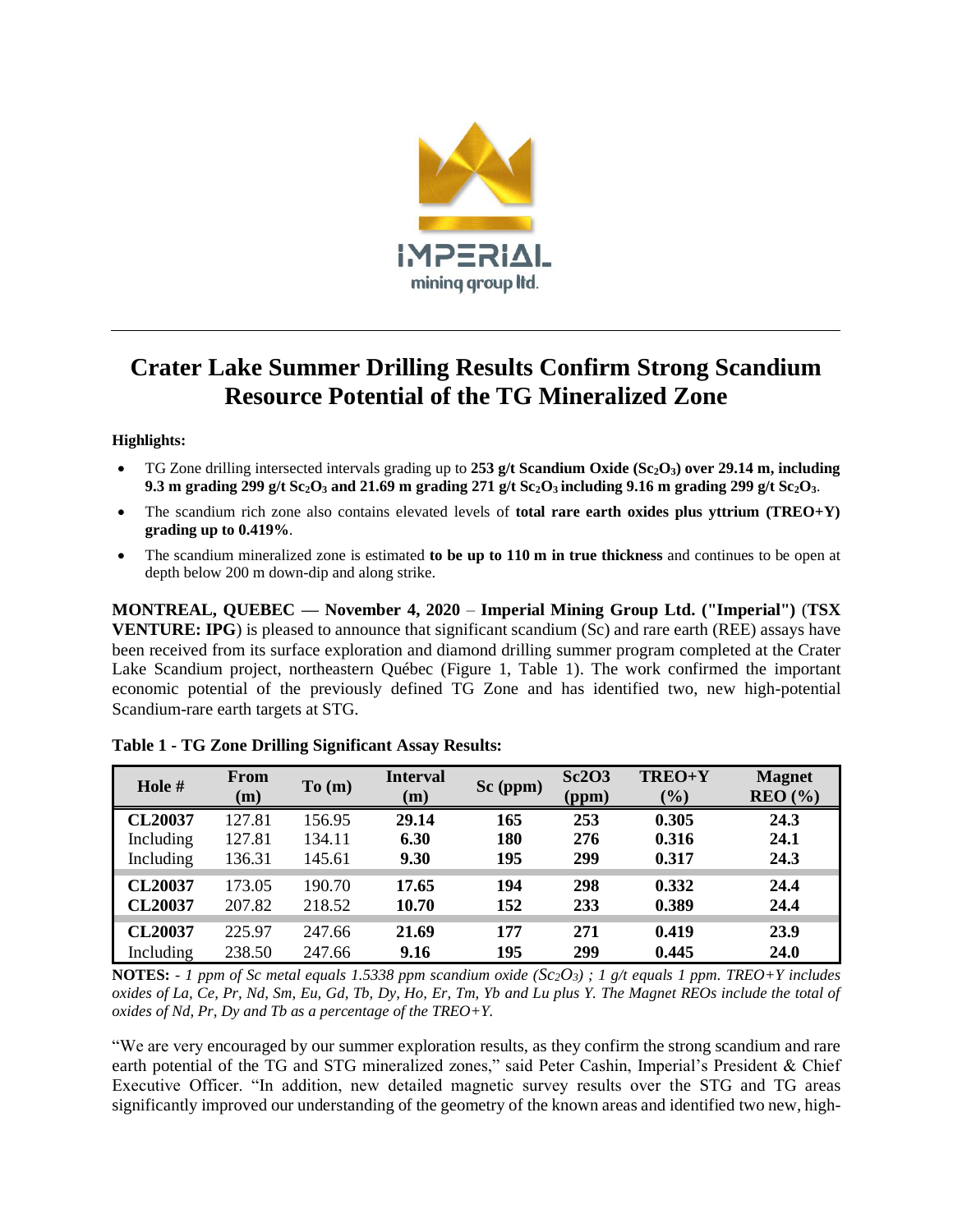# Crater Lake Summer Drilling Results Confirm Strong Scandium Resource Potential of the TG Mineralized Zone

**Highlights:**

- TG Zone drilling intersected intervals grading up to **253 g/t Scandium Oxide ($Sc_2O_3$) over 29.14 m, including 9.3 m grading 299 g/t $Sc_2O_3$ and 21.69 m grading 271 g/t $Sc_2O_3$ including 9.16 m grading 299 g/t $Sc_2O_3$**.
- The scandium rich zone also contains elevated levels of **total rare earth oxides plus yttrium (TREO+Y) grading up to 0.419%**.
- The scandium mineralized zone is estimated **to be up to 110 m in true thickness** and continues to be open at depth below 200 m down-dip and along strike.

**MONTREAL, QUEBEC — November 4, 2020** – **Imperial Mining Group Ltd. ("Imperial")** (**TSX VENTURE: IPG**) is pleased to announce that significant scandium (Sc) and rare earth (REE) assays have been received from its surface exploration and diamond drilling summer program completed at the Crater Lake Scandium project, northeastern Québec (Figure 1, Table 1). The work confirmed the important economic potential of the previously defined TG Zone and has identified two, new high-potential Scandium-rare earth targets at STG.

**Table 1 - TG Zone Drilling Significant Assay Results:**

| Hole # | From (m) | To (m) | Interval (m) | Sc (ppm) | Sc2O3 (ppm) | TREO+Y (%) | Magnet REO (%) |
|---|---|---|---|---|---|---|---|
| **CL20037** | 127.81 | 156.95 | **29.14** | **165** | **253** | **0.305** | **24.3** |
| Including | 127.81 | 134.11 | **6.30** | **180** | **276** | **0.316** | **24.1** |
| Including | 136.31 | 145.61 | **9.30** | **195** | **299** | **0.317** | **24.3** |
| **CL20037** | 173.05 | 190.70 | **17.65** | **194** | **298** | **0.332** | **24.4** |
| **CL20037** | 207.82 | 218.52 | **10.70** | **152** | **233** | **0.389** | **24.4** |
| **CL20037** | 225.97 | 247.66 | **21.69** | **177** | **271** | **0.419** | **23.9** |
| Including | 238.50 | 247.66 | **9.16** | **195** | **299** | **0.445** | **24.0** |

**NOTES:** - *1 ppm of Sc metal equals 1.5338 ppm scandium oxide ($Sc_2O_3$) ; 1 g/t equals 1 ppm. TREO+Y includes oxides of La, Ce, Pr, Nd, Sm, Eu, Gd, Tb, Dy, Ho, Er, Tm, Yb and Lu plus Y. The Magnet REOs include the total of oxides of Nd, Pr, Dy and Tb as a percentage of the TREO+Y.*

"We are very encouraged by our summer exploration results, as they confirm the strong scandium and rare earth potential of the TG and STG mineralized zones," said Peter Cashin, Imperial's President & Chief Executive Officer. "In addition, new detailed magnetic survey results over the STG and TG areas significantly improved our understanding of the geometry of the known areas and identified two new, high-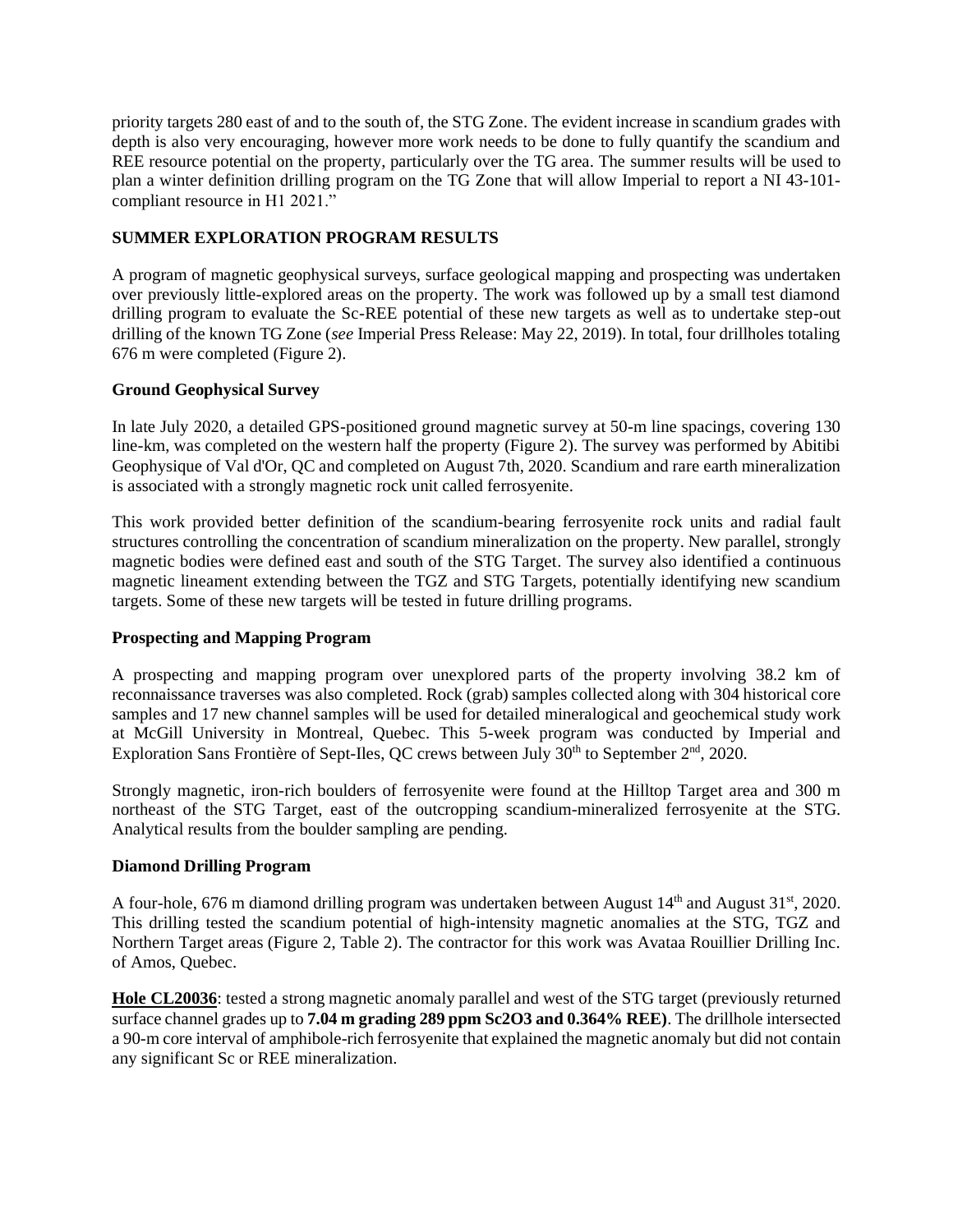priority targets 280 east of and to the south of, the STG Zone. The evident increase in scandium grades with depth is also very encouraging, however more work needs to be done to fully quantify the scandium and REE resource potential on the property, particularly over the TG area. The summer results will be used to plan a winter definition drilling program on the TG Zone that will allow Imperial to report a NI 43-101-compliant resource in H1 2021."

**SUMMER EXPLORATION PROGRAM RESULTS**

A program of magnetic geophysical surveys, surface geological mapping and prospecting was undertaken over previously little-explored areas on the property. The work was followed up by a small test diamond drilling program to evaluate the Sc-REE potential of these new targets as well as to undertake step-out drilling of the known TG Zone (*see* Imperial Press Release: May 22, 2019). In total, four drillholes totaling 676 m were completed (Figure 2).

**Ground Geophysical Survey**

In late July 2020, a detailed GPS-positioned ground magnetic survey at 50-m line spacings, covering 130 line-km, was completed on the western half the property (Figure 2). The survey was performed by Abitibi Geophysique of Val d'Or, QC and completed on August 7th, 2020. Scandium and rare earth mineralization is associated with a strongly magnetic rock unit called ferrosyenite.

This work provided better definition of the scandium-bearing ferrosyenite rock units and radial fault structures controlling the concentration of scandium mineralization on the property. New parallel, strongly magnetic bodies were defined east and south of the STG Target. The survey also identified a continuous magnetic lineament extending between the TGZ and STG Targets, potentially identifying new scandium targets. Some of these new targets will be tested in future drilling programs.

**Prospecting and Mapping Program**

A prospecting and mapping program over unexplored parts of the property involving 38.2 km of reconnaissance traverses was also completed. Rock (grab) samples collected along with 304 historical core samples and 17 new channel samples will be used for detailed mineralogical and geochemical study work at McGill University in Montreal, Quebec. This 5-week program was conducted by Imperial and Exploration Sans Frontière of Sept-Iles, QC crews between July 30th to September 2nd, 2020.

Strongly magnetic, iron-rich boulders of ferrosyenite were found at the Hilltop Target area and 300 m northeast of the STG Target, east of the outcropping scandium-mineralized ferrosyenite at the STG. Analytical results from the boulder sampling are pending.

**Diamond Drilling Program**

A four-hole, 676 m diamond drilling program was undertaken between August 14th and August 31st, 2020. This drilling tested the scandium potential of high-intensity magnetic anomalies at the STG, TGZ and Northern Target areas (Figure 2, Table 2). The contractor for this work was Avataa Rouillier Drilling Inc. of Amos, Quebec.

**Hole CL20036**: tested a strong magnetic anomaly parallel and west of the STG target (previously returned surface channel grades up to **7.04 m grading 289 ppm $Sc_2O_3$ and 0.364% REE)**. The drillhole intersected a 90-m core interval of amphibole-rich ferrosyenite that explained the magnetic anomaly but did not contain any significant Sc or REE mineralization.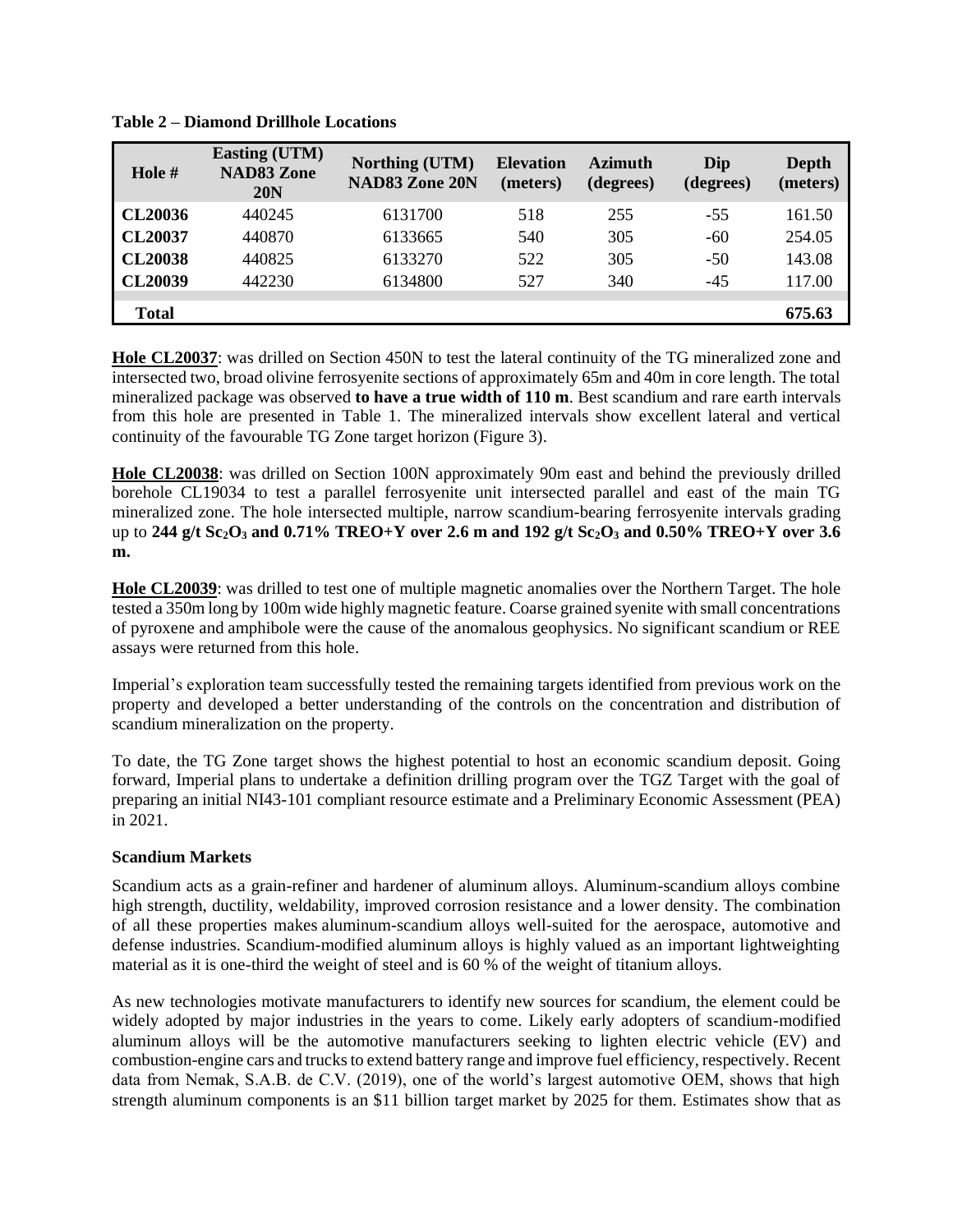**Table 2 – Diamond Drillhole Locations**

| Hole # | Easting (UTM) NAD83 Zone 20N | Northing (UTM) NAD83 Zone 20N | Elevation (meters) | Azimuth (degrees) | Dip (degrees) | Depth (meters) |
|---|---|---|---|---|---|---|
| **CL20036** | 440245 | 6131700 | 518 | 255 | -55 | 161.50 |
| **CL20037** | 440870 | 6133665 | 540 | 305 | -60 | 254.05 |
| **CL20038** | 440825 | 6133270 | 522 | 305 | -50 | 143.08 |
| **CL20039** | 442230 | 6134800 | 527 | 340 | -45 | 117.00 |
| **Total** | | | | | | **675.63** |

**Hole CL20037**: was drilled on Section 450N to test the lateral continuity of the TG mineralized zone and intersected two, broad olivine ferrosyenite sections of approximately 65m and 40m in core length. The total mineralized package was observed **to have a true width of 110 m**. Best scandium and rare earth intervals from this hole are presented in Table 1. The mineralized intervals show excellent lateral and vertical continuity of the favourable TG Zone target horizon (Figure 3).

**Hole CL20038**: was drilled on Section 100N approximately 90m east and behind the previously drilled borehole CL19034 to test a parallel ferrosyenite unit intersected parallel and east of the main TG mineralized zone. The hole intersected multiple, narrow scandium-bearing ferrosyenite intervals grading up to **244 g/t $Sc_2O_3$ and 0.71% TREO+Y over 2.6 m and 192 g/t $Sc_2O_3$ and 0.50% TREO+Y over 3.6 m.**

**Hole CL20039**: was drilled to test one of multiple magnetic anomalies over the Northern Target. The hole tested a 350m long by 100m wide highly magnetic feature. Coarse grained syenite with small concentrations of pyroxene and amphibole were the cause of the anomalous geophysics. No significant scandium or REE assays were returned from this hole.

Imperial's exploration team successfully tested the remaining targets identified from previous work on the property and developed a better understanding of the controls on the concentration and distribution of scandium mineralization on the property.

To date, the TG Zone target shows the highest potential to host an economic scandium deposit. Going forward, Imperial plans to undertake a definition drilling program over the TGZ Target with the goal of preparing an initial NI43-101 compliant resource estimate and a Preliminary Economic Assessment (PEA) in 2021.

**Scandium Markets**

Scandium acts as a grain-refiner and hardener of aluminum alloys. Aluminum-scandium alloys combine high strength, ductility, weldability, improved corrosion resistance and a lower density. The combination of all these properties makes aluminum-scandium alloys well-suited for the aerospace, automotive and defense industries. Scandium-modified aluminum alloys is highly valued as an important lightweighting material as it is one-third the weight of steel and is 60 % of the weight of titanium alloys.

As new technologies motivate manufacturers to identify new sources for scandium, the element could be widely adopted by major industries in the years to come. Likely early adopters of scandium-modified aluminum alloys will be the automotive manufacturers seeking to lighten electric vehicle (EV) and combustion-engine cars and trucks to extend battery range and improve fuel efficiency, respectively. Recent data from Nemak, S.A.B. de C.V. (2019), one of the world's largest automotive OEM, shows that high strength aluminum components is an $11 billion target market by 2025 for them. Estimates show that as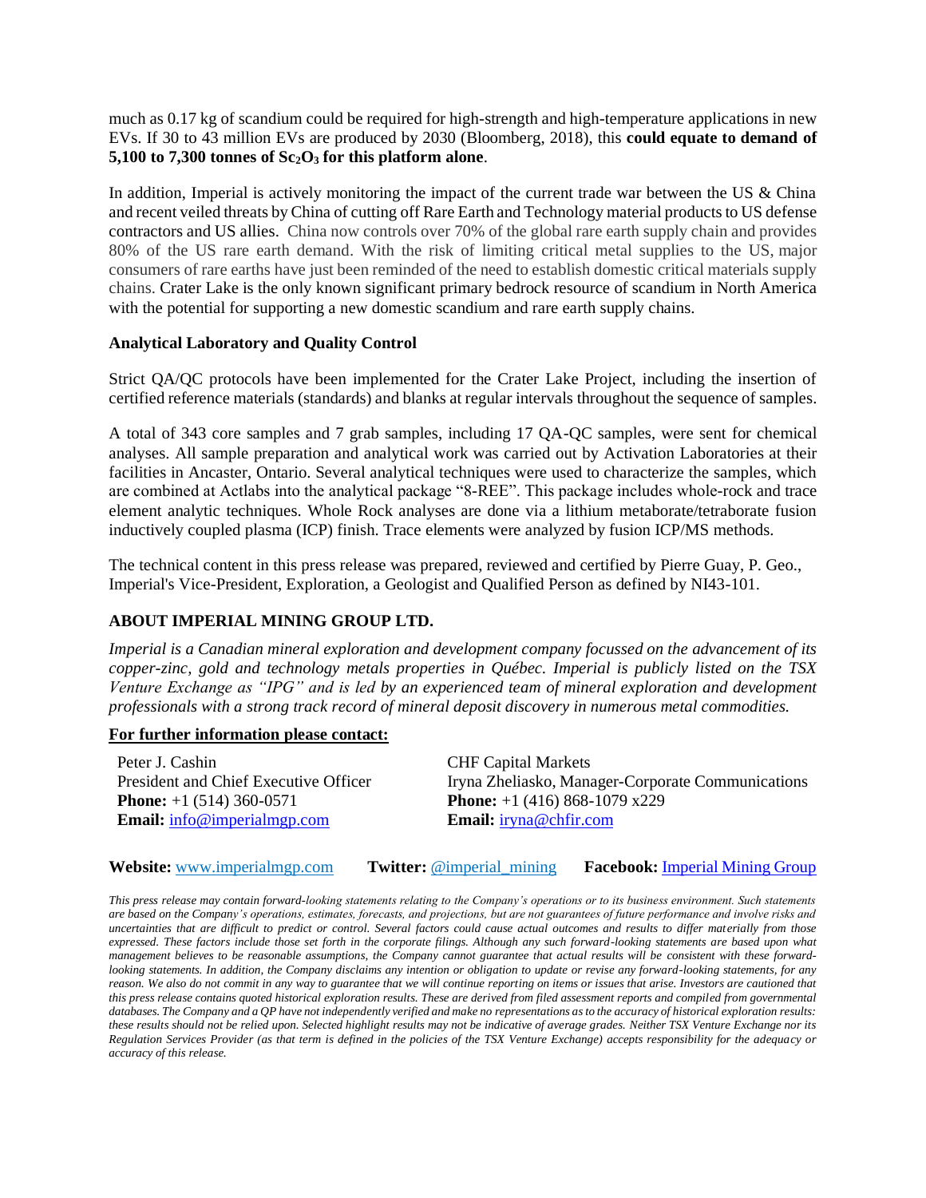much as 0.17 kg of scandium could be required for high-strength and high-temperature applications in new EVs. If 30 to 43 million EVs are produced by 2030 (Bloomberg, 2018), this **could equate to demand of 5,100 to 7,300 tonnes of $Sc_2O_3$ for this platform alone**.

In addition, Imperial is actively monitoring the impact of the current trade war between the US & China and recent veiled threats by China of cutting off Rare Earth and Technology material products to US defense contractors and US allies. China now controls over 70% of the global rare earth supply chain and provides 80% of the US rare earth demand. With the risk of limiting critical metal supplies to the US, major consumers of rare earths have just been reminded of the need to establish domestic critical materials supply chains. Crater Lake is the only known significant primary bedrock resource of scandium in North America with the potential for supporting a new domestic scandium and rare earth supply chains.

**Analytical Laboratory and Quality Control**

Strict QA/QC protocols have been implemented for the Crater Lake Project, including the insertion of certified reference materials (standards) and blanks at regular intervals throughout the sequence of samples.

A total of 343 core samples and 7 grab samples, including 17 QA-QC samples, were sent for chemical analyses. All sample preparation and analytical work was carried out by Activation Laboratories at their facilities in Ancaster, Ontario. Several analytical techniques were used to characterize the samples, which are combined at Actlabs into the analytical package "8-REE". This package includes whole-rock and trace element analytic techniques. Whole Rock analyses are done via a lithium metaborate/tetraborate fusion inductively coupled plasma (ICP) finish. Trace elements were analyzed by fusion ICP/MS methods.

The technical content in this press release was prepared, reviewed and certified by Pierre Guay, P. Geo., Imperial's Vice-President, Exploration, a Geologist and Qualified Person as defined by NI43-101.

**ABOUT IMPERIAL MINING GROUP LTD.**

*Imperial is a Canadian mineral exploration and development company focussed on the advancement of its copper-zinc, gold and technology metals properties in Québec. Imperial is publicly listed on the TSX Venture Exchange as "IPG" and is led by an experienced team of mineral exploration and development professionals with a strong track record of mineral deposit discovery in numerous metal commodities.*

**For further information please contact:**

Peter J. Cashin
President and Chief Executive Officer
**Phone:** +1 (514) 360-0571
**Email:** info@imperialmgp.com

CHF Capital Markets
Iryna Zheliasko, Manager-Corporate Communications
**Phone:** +1 (416) 868-1079 x229
**Email:** iryna@chfir.com

**Website:** www.imperialmgp.com **Twitter:** @imperial_mining **Facebook:** Imperial Mining Group

*This press release may contain forward-looking statements relating to the Company's operations or to its business environment. Such statements are based on the Company's operations, estimates, forecasts, and projections, but are not guarantees of future performance and involve risks and uncertainties that are difficult to predict or control. Several factors could cause actual outcomes and results to differ materially from those expressed. These factors include those set forth in the corporate filings. Although any such forward-looking statements are based upon what management believes to be reasonable assumptions, the Company cannot guarantee that actual results will be consistent with these forward-looking statements. In addition, the Company disclaims any intention or obligation to update or revise any forward-looking statements, for any reason. We also do not commit in any way to guarantee that we will continue reporting on items or issues that arise. Investors are cautioned that this press release contains quoted historical exploration results. These are derived from filed assessment reports and compiled from governmental databases. The Company and a QP have not independently verified and make no representations as to the accuracy of historical exploration results: these results should not be relied upon. Selected highlight results may not be indicative of average grades. Neither TSX Venture Exchange nor its Regulation Services Provider (as that term is defined in the policies of the TSX Venture Exchange) accepts responsibility for the adequacy or accuracy of this release.*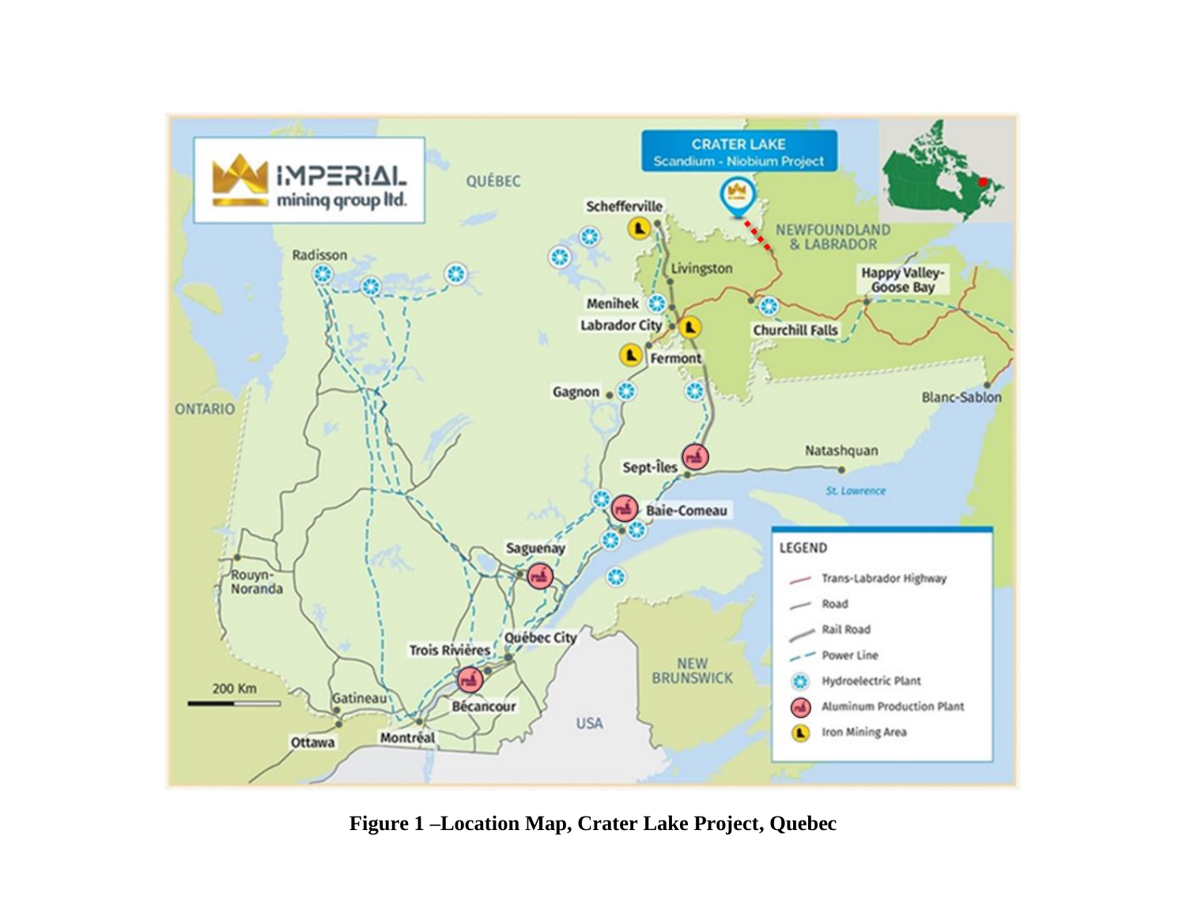**Figure 1 –Location Map, Crater Lake Project, Quebec**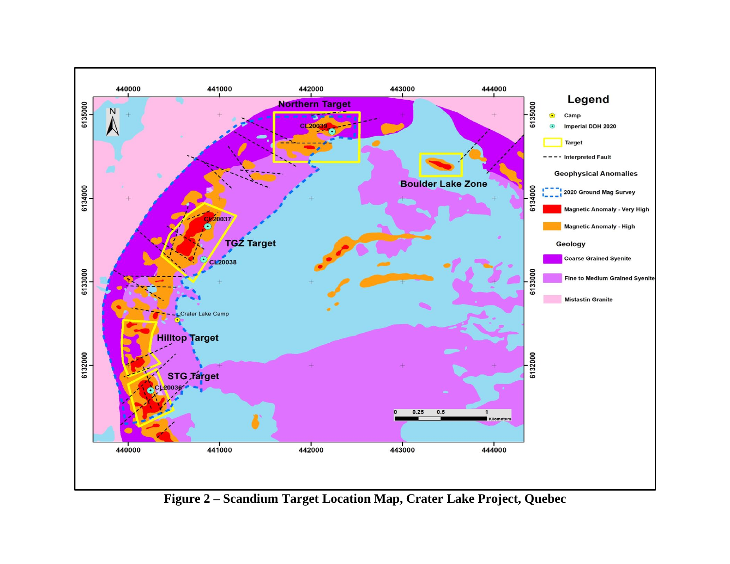**Figure 2 – Scandium Target Location Map, Crater Lake Project, Quebec**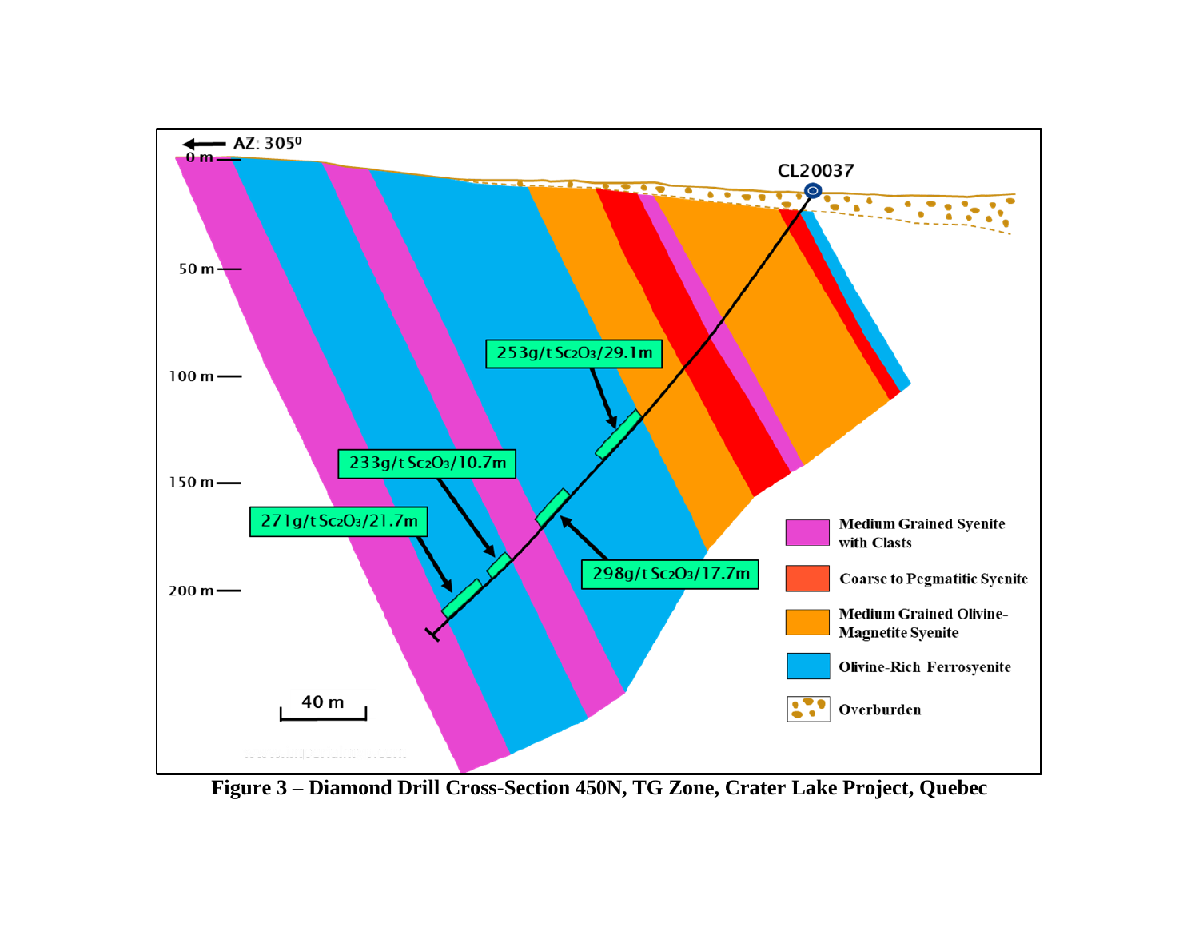AZ: 305⁰

0 m

50 m

100 m

150 m

200 m

CL20037

253g/t $Sc_2O_3$/29.1m

233g/t $Sc_2O_3$/10.7m

271g/t $Sc_2O_3$/21.7m

298g/t $Sc_2O_3$/17.7m

40 m

Medium Grained Syenite with Clasts

Coarse to Pegmatitic Syenite

Medium Grained Olivine-Magnetite Syenite

Olivine-Rich Ferrosyenite

Overburden

**Figure 3 – Diamond Drill Cross-Section 450N, TG Zone, Crater Lake Project, Quebec**